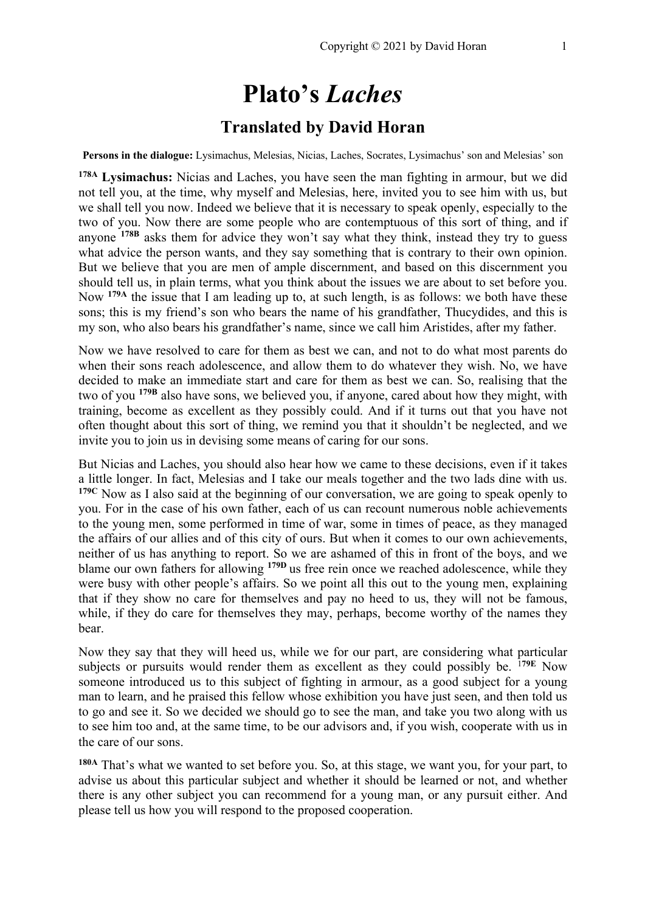# Plato's *Laches*

## Translated by David Horan

**Persons in the dialogue:** Lysimachus, Melesias, Nicias, Laches, Socrates, Lysimachus' son and Melesias' son

**178A** **Lysimachus:** Nicias and Laches, you have seen the man fighting in armour, but we did not tell you, at the time, why myself and Melesias, here, invited you to see him with us, but we shall tell you now. Indeed we believe that it is necessary to speak openly, especially to the two of you. Now there are some people who are contemptuous of this sort of thing, and if anyone **178B** asks them for advice they won't say what they think, instead they try to guess what advice the person wants, and they say something that is contrary to their own opinion. But we believe that you are men of ample discernment, and based on this discernment you should tell us, in plain terms, what you think about the issues we are about to set before you. Now **179A** the issue that I am leading up to, at such length, is as follows: we both have these sons; this is my friend's son who bears the name of his grandfather, Thucydides, and this is my son, who also bears his grandfather's name, since we call him Aristides, after my father.

Now we have resolved to care for them as best we can, and not to do what most parents do when their sons reach adolescence, and allow them to do whatever they wish. No, we have decided to make an immediate start and care for them as best we can. So, realising that the two of you **179B** also have sons, we believed you, if anyone, cared about how they might, with training, become as excellent as they possibly could. And if it turns out that you have not often thought about this sort of thing, we remind you that it shouldn't be neglected, and we invite you to join us in devising some means of caring for our sons.

But Nicias and Laches, you should also hear how we came to these decisions, even if it takes a little longer. In fact, Melesias and I take our meals together and the two lads dine with us. **179C** Now as I also said at the beginning of our conversation, we are going to speak openly to you. For in the case of his own father, each of us can recount numerous noble achievements to the young men, some performed in time of war, some in times of peace, as they managed the affairs of our allies and of this city of ours. But when it comes to our own achievements, neither of us has anything to report. So we are ashamed of this in front of the boys, and we blame our own fathers for allowing **179D** us free rein once we reached adolescence, while they were busy with other people's affairs. So we point all this out to the young men, explaining that if they show no care for themselves and pay no heed to us, they will not be famous, while, if they do care for themselves they may, perhaps, become worthy of the names they bear.

Now they say that they will heed us, while we for our part, are considering what particular subjects or pursuits would render them as excellent as they could possibly be. **179E** Now someone introduced us to this subject of fighting in armour, as a good subject for a young man to learn, and he praised this fellow whose exhibition you have just seen, and then told us to go and see it. So we decided we should go to see the man, and take you two along with us to see him too and, at the same time, to be our advisors and, if you wish, cooperate with us in the care of our sons.

**180A** That's what we wanted to set before you. So, at this stage, we want you, for your part, to advise us about this particular subject and whether it should be learned or not, and whether there is any other subject you can recommend for a young man, or any pursuit either. And please tell us how you will respond to the proposed cooperation.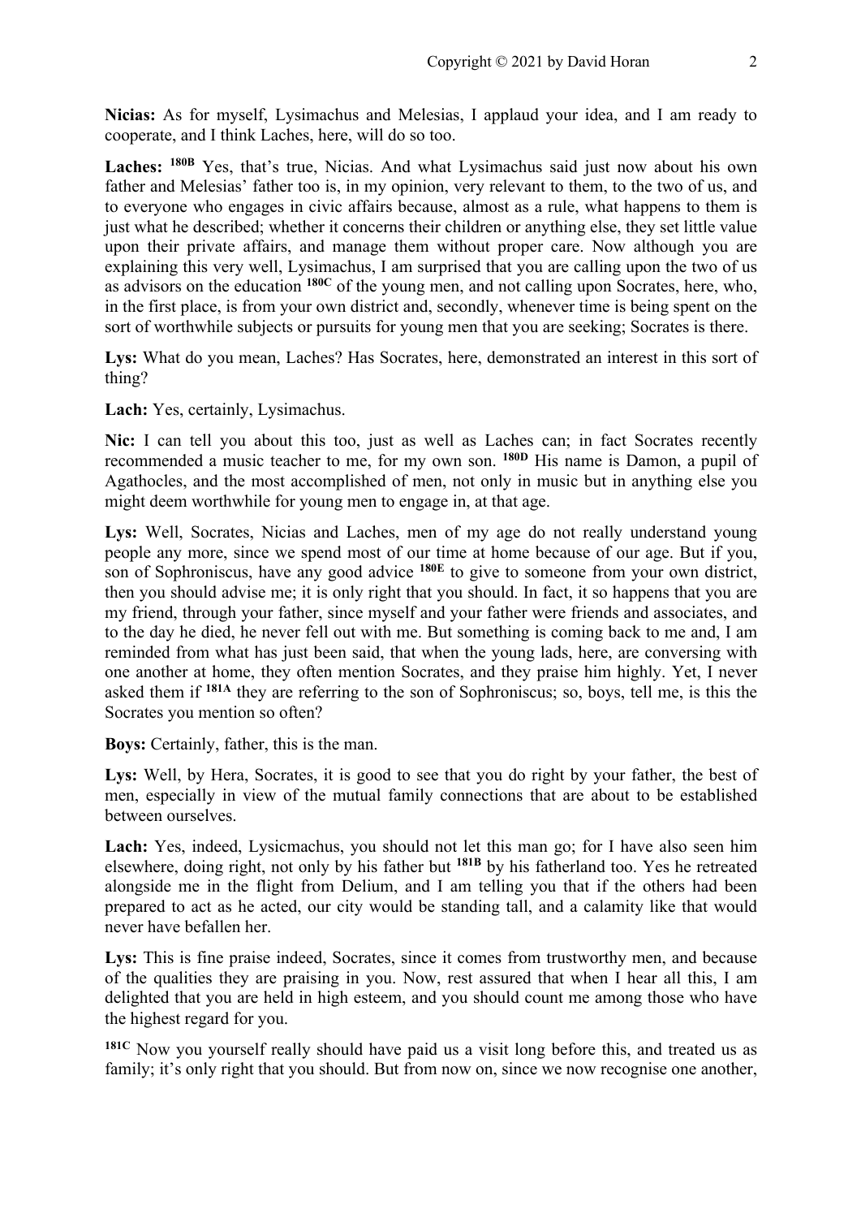**Nicias:** As for myself, Lysimachus and Melesias, I applaud your idea, and I am ready to cooperate, and I think Laches, here, will do so too.

**Laches:** **180B** Yes, that's true, Nicias. And what Lysimachus said just now about his own father and Melesias' father too is, in my opinion, very relevant to them, to the two of us, and to everyone who engages in civic affairs because, almost as a rule, what happens to them is just what he described; whether it concerns their children or anything else, they set little value upon their private affairs, and manage them without proper care. Now although you are explaining this very well, Lysimachus, I am surprised that you are calling upon the two of us as advisors on the education **180C** of the young men, and not calling upon Socrates, here, who, in the first place, is from your own district and, secondly, whenever time is being spent on the sort of worthwhile subjects or pursuits for young men that you are seeking; Socrates is there.

**Lys:** What do you mean, Laches? Has Socrates, here, demonstrated an interest in this sort of thing?

**Lach:** Yes, certainly, Lysimachus.

**Nic:** I can tell you about this too, just as well as Laches can; in fact Socrates recently recommended a music teacher to me, for my own son. **180D** His name is Damon, a pupil of Agathocles, and the most accomplished of men, not only in music but in anything else you might deem worthwhile for young men to engage in, at that age.

**Lys:** Well, Socrates, Nicias and Laches, men of my age do not really understand young people any more, since we spend most of our time at home because of our age. But if you, son of Sophroniscus, have any good advice **180E** to give to someone from your own district, then you should advise me; it is only right that you should. In fact, it so happens that you are my friend, through your father, since myself and your father were friends and associates, and to the day he died, he never fell out with me. But something is coming back to me and, I am reminded from what has just been said, that when the young lads, here, are conversing with one another at home, they often mention Socrates, and they praise him highly. Yet, I never asked them if **181A** they are referring to the son of Sophroniscus; so, boys, tell me, is this the Socrates you mention so often?

**Boys:** Certainly, father, this is the man.

**Lys:** Well, by Hera, Socrates, it is good to see that you do right by your father, the best of men, especially in view of the mutual family connections that are about to be established between ourselves.

**Lach:** Yes, indeed, Lysicmachus, you should not let this man go; for I have also seen him elsewhere, doing right, not only by his father but **181B** by his fatherland too. Yes he retreated alongside me in the flight from Delium, and I am telling you that if the others had been prepared to act as he acted, our city would be standing tall, and a calamity like that would never have befallen her.

**Lys:** This is fine praise indeed, Socrates, since it comes from trustworthy men, and because of the qualities they are praising in you. Now, rest assured that when I hear all this, I am delighted that you are held in high esteem, and you should count me among those who have the highest regard for you.

**181C** Now you yourself really should have paid us a visit long before this, and treated us as family; it's only right that you should. But from now on, since we now recognise one another,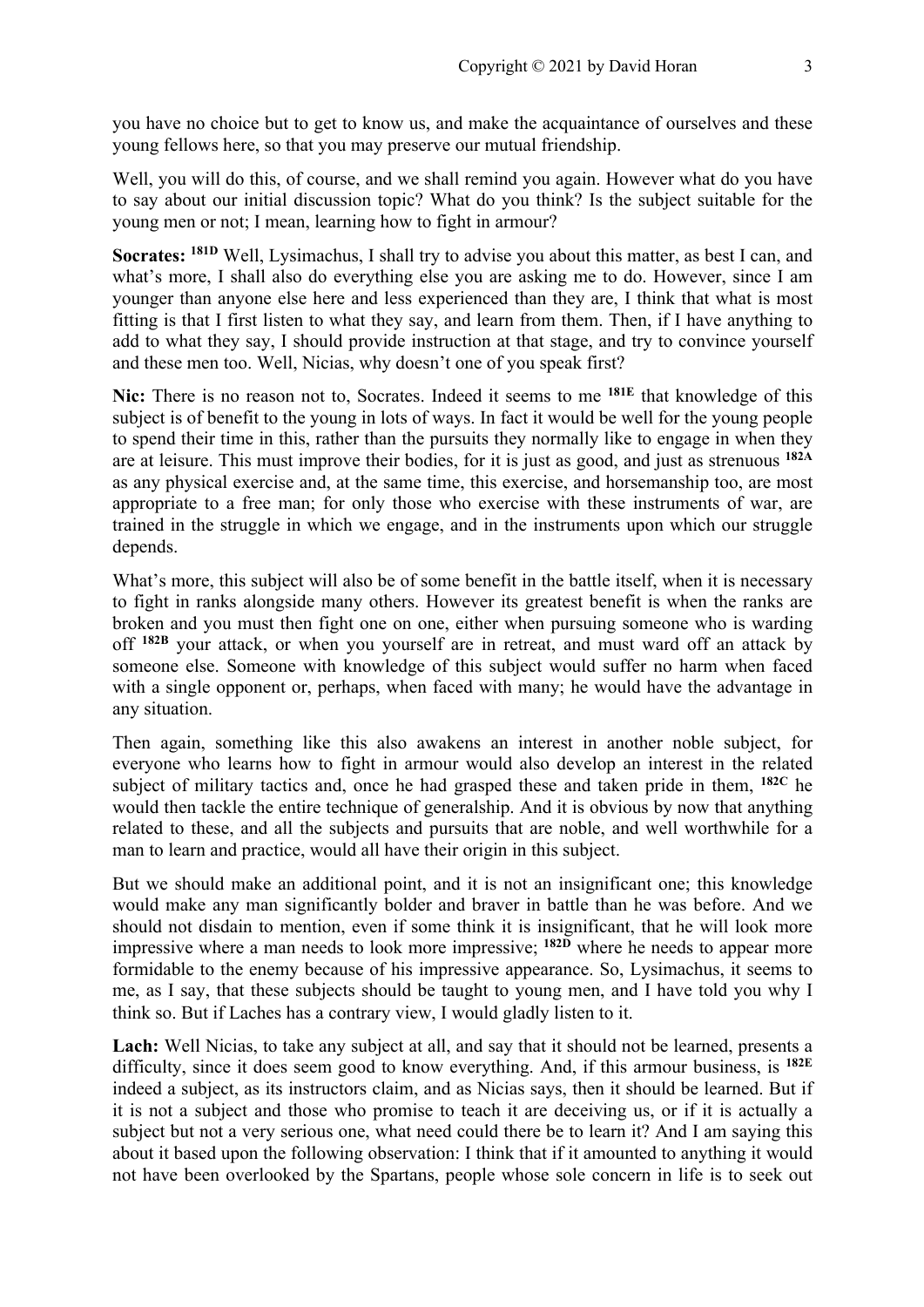you have no choice but to get to know us, and make the acquaintance of ourselves and these young fellows here, so that you may preserve our mutual friendship.

Well, you will do this, of course, and we shall remind you again. However what do you have to say about our initial discussion topic? What do you think? Is the subject suitable for the young men or not; I mean, learning how to fight in armour?

**Socrates:** **181D** Well, Lysimachus, I shall try to advise you about this matter, as best I can, and what's more, I shall also do everything else you are asking me to do. However, since I am younger than anyone else here and less experienced than they are, I think that what is most fitting is that I first listen to what they say, and learn from them. Then, if I have anything to add to what they say, I should provide instruction at that stage, and try to convince yourself and these men too. Well, Nicias, why doesn't one of you speak first?

**Nic:** There is no reason not to, Socrates. Indeed it seems to me **181E** that knowledge of this subject is of benefit to the young in lots of ways. In fact it would be well for the young people to spend their time in this, rather than the pursuits they normally like to engage in when they are at leisure. This must improve their bodies, for it is just as good, and just as strenuous **182A** as any physical exercise and, at the same time, this exercise, and horsemanship too, are most appropriate to a free man; for only those who exercise with these instruments of war, are trained in the struggle in which we engage, and in the instruments upon which our struggle depends.

What's more, this subject will also be of some benefit in the battle itself, when it is necessary to fight in ranks alongside many others. However its greatest benefit is when the ranks are broken and you must then fight one on one, either when pursuing someone who is warding off **182B** your attack, or when you yourself are in retreat, and must ward off an attack by someone else. Someone with knowledge of this subject would suffer no harm when faced with a single opponent or, perhaps, when faced with many; he would have the advantage in any situation.

Then again, something like this also awakens an interest in another noble subject, for everyone who learns how to fight in armour would also develop an interest in the related subject of military tactics and, once he had grasped these and taken pride in them, **182C** he would then tackle the entire technique of generalship. And it is obvious by now that anything related to these, and all the subjects and pursuits that are noble, and well worthwhile for a man to learn and practice, would all have their origin in this subject.

But we should make an additional point, and it is not an insignificant one; this knowledge would make any man significantly bolder and braver in battle than he was before. And we should not disdain to mention, even if some think it is insignificant, that he will look more impressive where a man needs to look more impressive; **182D** where he needs to appear more formidable to the enemy because of his impressive appearance. So, Lysimachus, it seems to me, as I say, that these subjects should be taught to young men, and I have told you why I think so. But if Laches has a contrary view, I would gladly listen to it.

**Lach:** Well Nicias, to take any subject at all, and say that it should not be learned, presents a difficulty, since it does seem good to know everything. And, if this armour business, is **182E** indeed a subject, as its instructors claim, and as Nicias says, then it should be learned. But if it is not a subject and those who promise to teach it are deceiving us, or if it is actually a subject but not a very serious one, what need could there be to learn it? And I am saying this about it based upon the following observation: I think that if it amounted to anything it would not have been overlooked by the Spartans, people whose sole concern in life is to seek out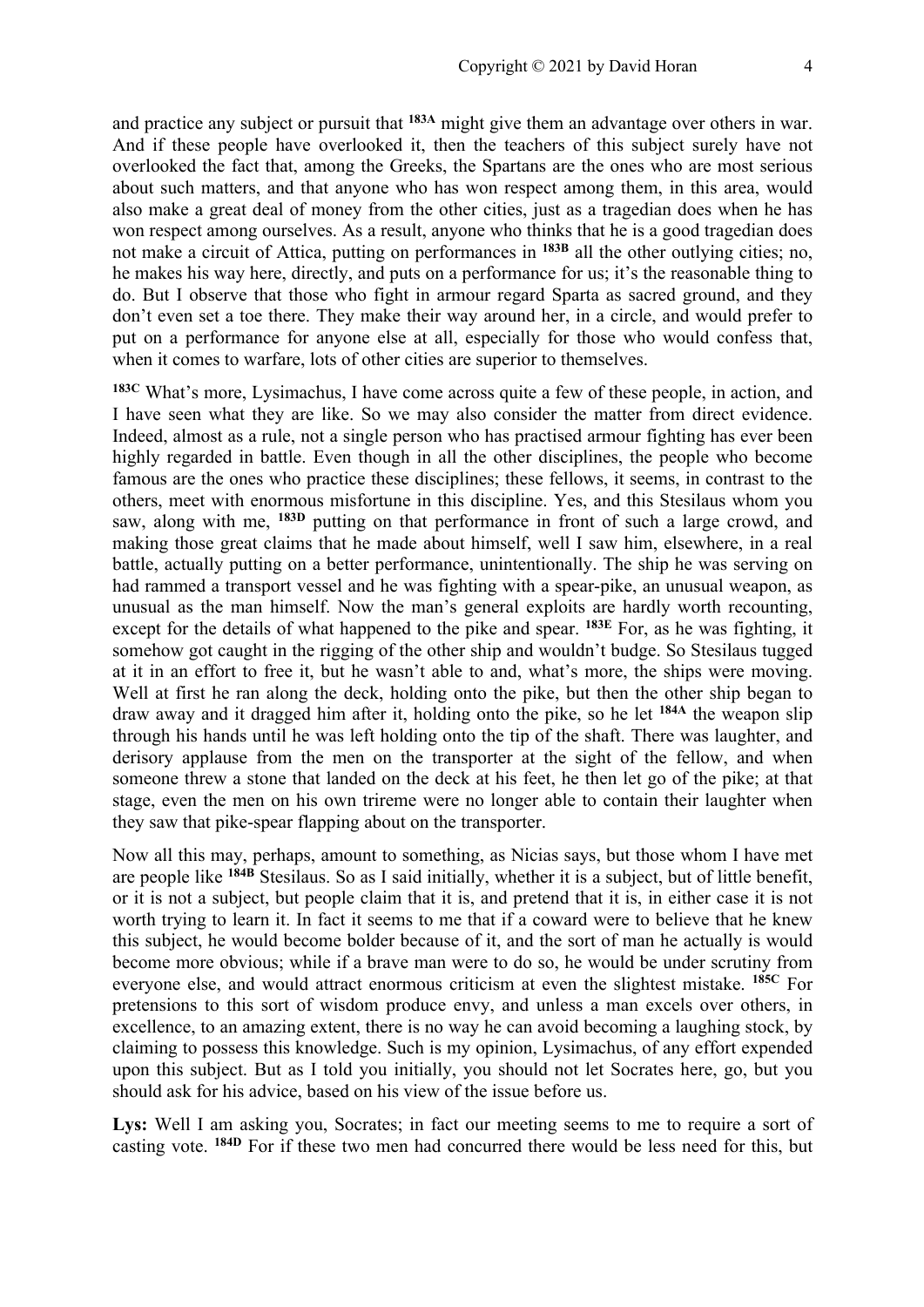and practice any subject or pursuit that **183A** might give them an advantage over others in war. And if these people have overlooked it, then the teachers of this subject surely have not overlooked the fact that, among the Greeks, the Spartans are the ones who are most serious about such matters, and that anyone who has won respect among them, in this area, would also make a great deal of money from the other cities, just as a tragedian does when he has won respect among ourselves. As a result, anyone who thinks that he is a good tragedian does not make a circuit of Attica, putting on performances in **183B** all the other outlying cities; no, he makes his way here, directly, and puts on a performance for us; it's the reasonable thing to do. But I observe that those who fight in armour regard Sparta as sacred ground, and they don't even set a toe there. They make their way around her, in a circle, and would prefer to put on a performance for anyone else at all, especially for those who would confess that, when it comes to warfare, lots of other cities are superior to themselves.

**183C** What's more, Lysimachus, I have come across quite a few of these people, in action, and I have seen what they are like. So we may also consider the matter from direct evidence. Indeed, almost as a rule, not a single person who has practised armour fighting has ever been highly regarded in battle. Even though in all the other disciplines, the people who become famous are the ones who practice these disciplines; these fellows, it seems, in contrast to the others, meet with enormous misfortune in this discipline. Yes, and this Stesilaus whom you saw, along with me, **183D** putting on that performance in front of such a large crowd, and making those great claims that he made about himself, well I saw him, elsewhere, in a real battle, actually putting on a better performance, unintentionally. The ship he was serving on had rammed a transport vessel and he was fighting with a spear-pike, an unusual weapon, as unusual as the man himself. Now the man's general exploits are hardly worth recounting, except for the details of what happened to the pike and spear. **183E** For, as he was fighting, it somehow got caught in the rigging of the other ship and wouldn't budge. So Stesilaus tugged at it in an effort to free it, but he wasn't able to and, what's more, the ships were moving. Well at first he ran along the deck, holding onto the pike, but then the other ship began to draw away and it dragged him after it, holding onto the pike, so he let **184A** the weapon slip through his hands until he was left holding onto the tip of the shaft. There was laughter, and derisory applause from the men on the transporter at the sight of the fellow, and when someone threw a stone that landed on the deck at his feet, he then let go of the pike; at that stage, even the men on his own trireme were no longer able to contain their laughter when they saw that pike-spear flapping about on the transporter.

Now all this may, perhaps, amount to something, as Nicias says, but those whom I have met are people like **184B** Stesilaus. So as I said initially, whether it is a subject, but of little benefit, or it is not a subject, but people claim that it is, and pretend that it is, in either case it is not worth trying to learn it. In fact it seems to me that if a coward were to believe that he knew this subject, he would become bolder because of it, and the sort of man he actually is would become more obvious; while if a brave man were to do so, he would be under scrutiny from everyone else, and would attract enormous criticism at even the slightest mistake. **185C** For pretensions to this sort of wisdom produce envy, and unless a man excels over others, in excellence, to an amazing extent, there is no way he can avoid becoming a laughing stock, by claiming to possess this knowledge. Such is my opinion, Lysimachus, of any effort expended upon this subject. But as I told you initially, you should not let Socrates here, go, but you should ask for his advice, based on his view of the issue before us.

**Lys:** Well I am asking you, Socrates; in fact our meeting seems to me to require a sort of casting vote. **184D** For if these two men had concurred there would be less need for this, but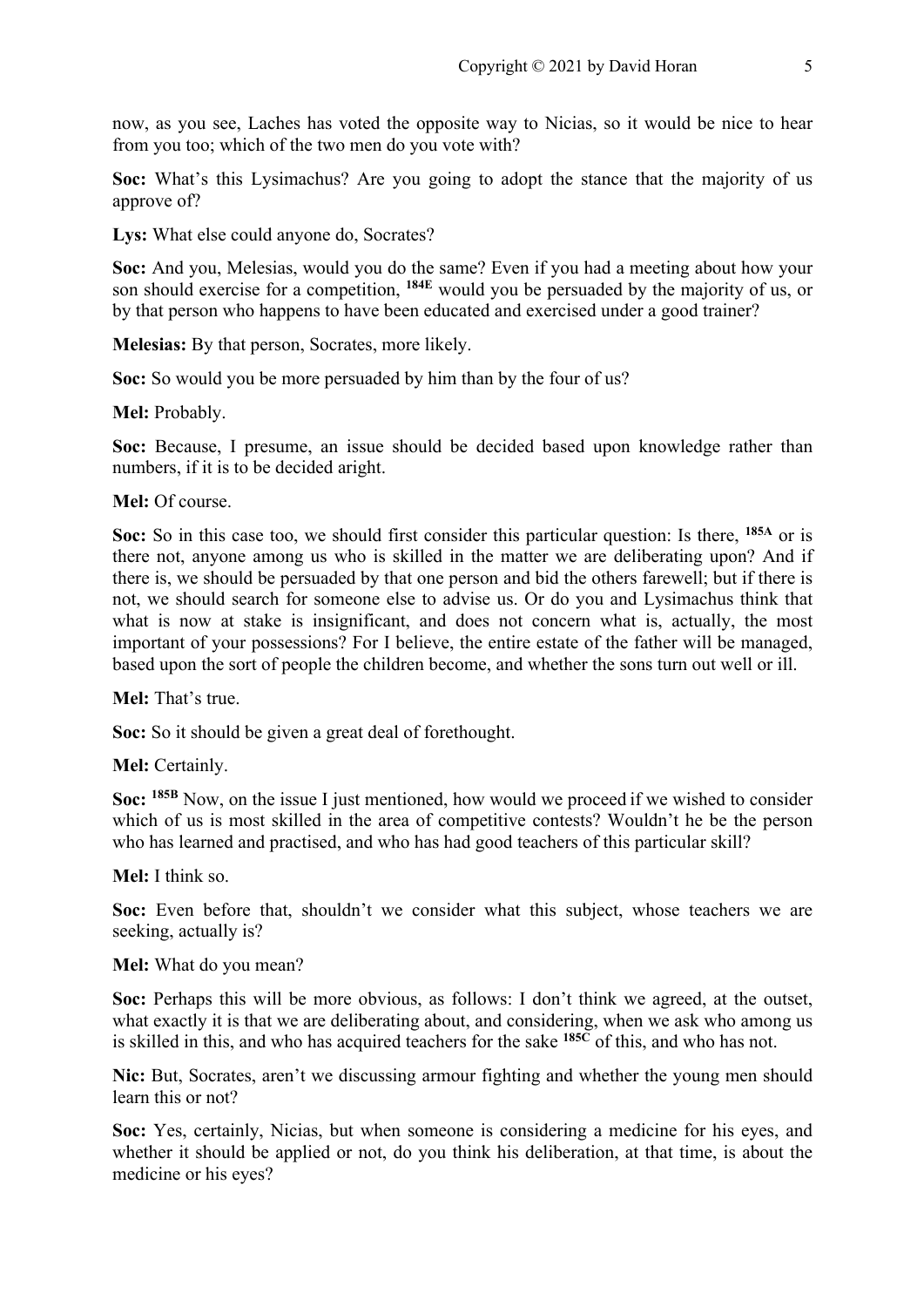now, as you see, Laches has voted the opposite way to Nicias, so it would be nice to hear from you too; which of the two men do you vote with?

**Soc:** What's this Lysimachus? Are you going to adopt the stance that the majority of us approve of?

**Lys:** What else could anyone do, Socrates?

**Soc:** And you, Melesias, would you do the same? Even if you had a meeting about how your son should exercise for a competition, **184E** would you be persuaded by the majority of us, or by that person who happens to have been educated and exercised under a good trainer?

**Melesias:** By that person, Socrates, more likely.

**Soc:** So would you be more persuaded by him than by the four of us?

**Mel:** Probably.

**Soc:** Because, I presume, an issue should be decided based upon knowledge rather than numbers, if it is to be decided aright.

**Mel:** Of course.

**Soc:** So in this case too, we should first consider this particular question: Is there, **185A** or is there not, anyone among us who is skilled in the matter we are deliberating upon? And if there is, we should be persuaded by that one person and bid the others farewell; but if there is not, we should search for someone else to advise us. Or do you and Lysimachus think that what is now at stake is insignificant, and does not concern what is, actually, the most important of your possessions? For I believe, the entire estate of the father will be managed, based upon the sort of people the children become, and whether the sons turn out well or ill.

**Mel:** That's true.

**Soc:** So it should be given a great deal of forethought.

**Mel:** Certainly.

**Soc:** **185B** Now, on the issue I just mentioned, how would we proceed if we wished to consider which of us is most skilled in the area of competitive contests? Wouldn't he be the person who has learned and practised, and who has had good teachers of this particular skill?

**Mel:** I think so.

**Soc:** Even before that, shouldn't we consider what this subject, whose teachers we are seeking, actually is?

**Mel:** What do you mean?

**Soc:** Perhaps this will be more obvious, as follows: I don't think we agreed, at the outset, what exactly it is that we are deliberating about, and considering, when we ask who among us is skilled in this, and who has acquired teachers for the sake **185C** of this, and who has not.

**Nic:** But, Socrates, aren't we discussing armour fighting and whether the young men should learn this or not?

**Soc:** Yes, certainly, Nicias, but when someone is considering a medicine for his eyes, and whether it should be applied or not, do you think his deliberation, at that time, is about the medicine or his eyes?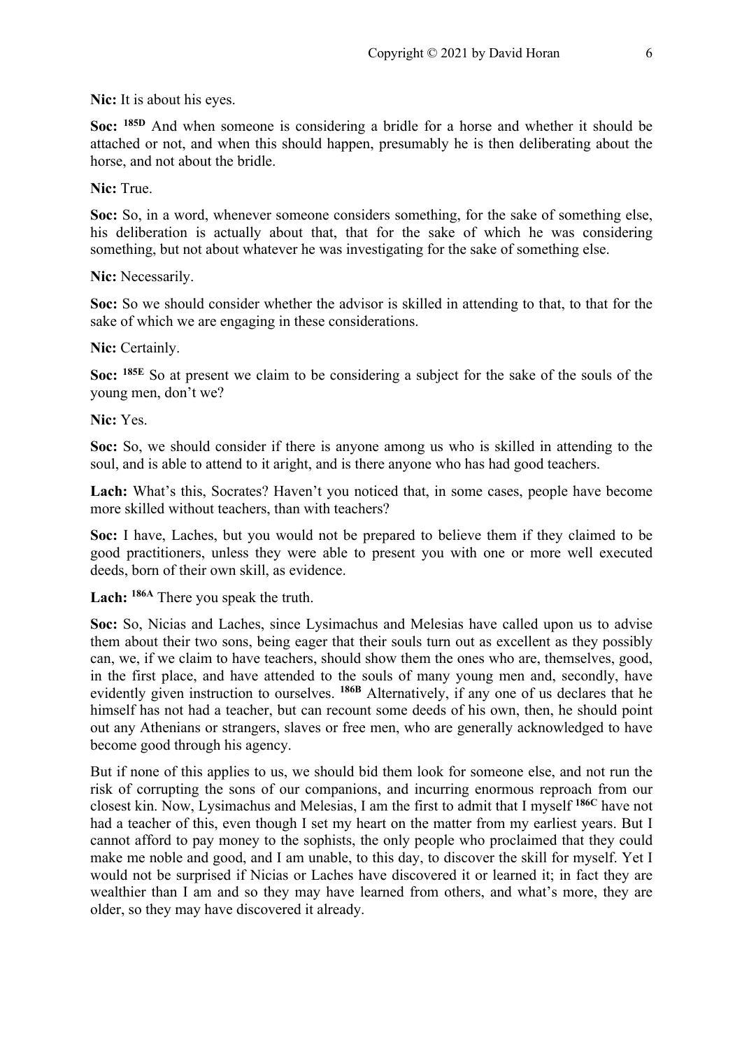**Nic:** It is about his eyes.

**Soc:** **185D** And when someone is considering a bridle for a horse and whether it should be attached or not, and when this should happen, presumably he is then deliberating about the horse, and not about the bridle.

**Nic:** True.

**Soc:** So, in a word, whenever someone considers something, for the sake of something else, his deliberation is actually about that, that for the sake of which he was considering something, but not about whatever he was investigating for the sake of something else.

**Nic:** Necessarily.

**Soc:** So we should consider whether the advisor is skilled in attending to that, to that for the sake of which we are engaging in these considerations.

**Nic:** Certainly.

**Soc:** **185E** So at present we claim to be considering a subject for the sake of the souls of the young men, don't we?

**Nic:** Yes.

**Soc:** So, we should consider if there is anyone among us who is skilled in attending to the soul, and is able to attend to it aright, and is there anyone who has had good teachers.

**Lach:** What's this, Socrates? Haven't you noticed that, in some cases, people have become more skilled without teachers, than with teachers?

**Soc:** I have, Laches, but you would not be prepared to believe them if they claimed to be good practitioners, unless they were able to present you with one or more well executed deeds, born of their own skill, as evidence.

**Lach:** **186A** There you speak the truth.

**Soc:** So, Nicias and Laches, since Lysimachus and Melesias have called upon us to advise them about their two sons, being eager that their souls turn out as excellent as they possibly can, we, if we claim to have teachers, should show them the ones who are, themselves, good, in the first place, and have attended to the souls of many young men and, secondly, have evidently given instruction to ourselves. **186B** Alternatively, if any one of us declares that he himself has not had a teacher, but can recount some deeds of his own, then, he should point out any Athenians or strangers, slaves or free men, who are generally acknowledged to have become good through his agency.

But if none of this applies to us, we should bid them look for someone else, and not run the risk of corrupting the sons of our companions, and incurring enormous reproach from our closest kin. Now, Lysimachus and Melesias, I am the first to admit that I myself **186C** have not had a teacher of this, even though I set my heart on the matter from my earliest years. But I cannot afford to pay money to the sophists, the only people who proclaimed that they could make me noble and good, and I am unable, to this day, to discover the skill for myself. Yet I would not be surprised if Nicias or Laches have discovered it or learned it; in fact they are wealthier than I am and so they may have learned from others, and what's more, they are older, so they may have discovered it already.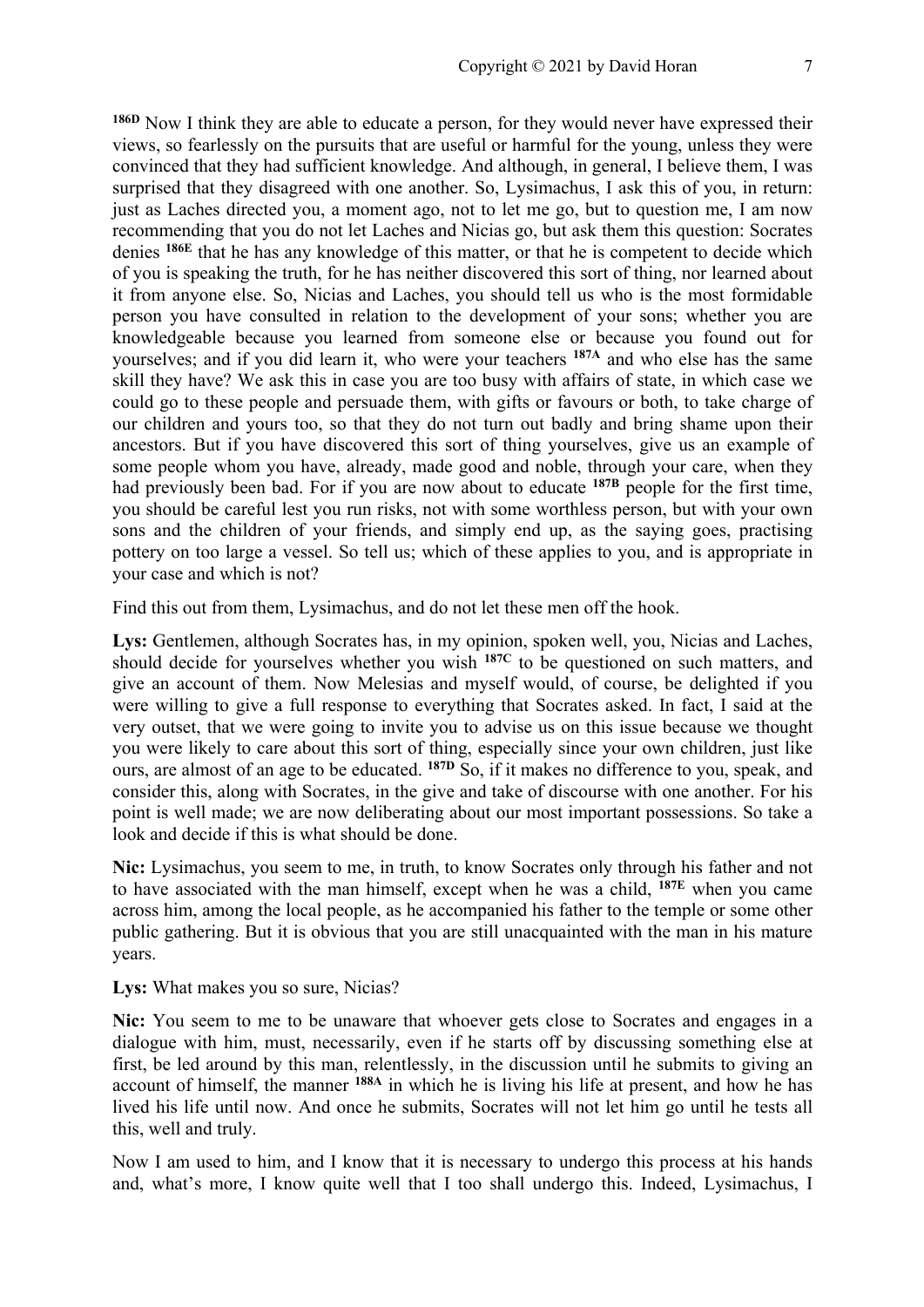[186D] Now I think they are able to educate a person, for they would never have expressed their views, so fearlessly on the pursuits that are useful or harmful for the young, unless they were convinced that they had sufficient knowledge. And although, in general, I believe them, I was surprised that they disagreed with one another. So, Lysimachus, I ask this of you, in return: just as Laches directed you, a moment ago, not to let me go, but to question me, I am now recommending that you do not let Laches and Nicias go, but ask them this question: Socrates denies [186E] that he has any knowledge of this matter, or that he is competent to decide which of you is speaking the truth, for he has neither discovered this sort of thing, nor learned about it from anyone else. So, Nicias and Laches, you should tell us who is the most formidable person you have consulted in relation to the development of your sons; whether you are knowledgeable because you learned from someone else or because you found out for yourselves; and if you did learn it, who were your teachers [187A] and who else has the same skill they have? We ask this in case you are too busy with affairs of state, in which case we could go to these people and persuade them, with gifts or favours or both, to take charge of our children and yours too, so that they do not turn out badly and bring shame upon their ancestors. But if you have discovered this sort of thing yourselves, give us an example of some people whom you have, already, made good and noble, through your care, when they had previously been bad. For if you are now about to educate [187B] people for the first time, you should be careful lest you run risks, not with some worthless person, but with your own sons and the children of your friends, and simply end up, as the saying goes, practising pottery on too large a vessel. So tell us; which of these applies to you, and is appropriate in your case and which is not?

Find this out from them, Lysimachus, and do not let these men off the hook.

**Lys:** Gentlemen, although Socrates has, in my opinion, spoken well, you, Nicias and Laches, should decide for yourselves whether you wish [187C] to be questioned on such matters, and give an account of them. Now Melesias and myself would, of course, be delighted if you were willing to give a full response to everything that Socrates asked. In fact, I said at the very outset, that we were going to invite you to advise us on this issue because we thought you were likely to care about this sort of thing, especially since your own children, just like ours, are almost of an age to be educated. [187D] So, if it makes no difference to you, speak, and consider this, along with Socrates, in the give and take of discourse with one another. For his point is well made; we are now deliberating about our most important possessions. So take a look and decide if this is what should be done.

**Nic:** Lysimachus, you seem to me, in truth, to know Socrates only through his father and not to have associated with the man himself, except when he was a child, [187E] when you came across him, among the local people, as he accompanied his father to the temple or some other public gathering. But it is obvious that you are still unacquainted with the man in his mature years.

**Lys:** What makes you so sure, Nicias?

**Nic:** You seem to me to be unaware that whoever gets close to Socrates and engages in a dialogue with him, must, necessarily, even if he starts off by discussing something else at first, be led around by this man, relentlessly, in the discussion until he submits to giving an account of himself, the manner [188A] in which he is living his life at present, and how he has lived his life until now. And once he submits, Socrates will not let him go until he tests all this, well and truly.

Now I am used to him, and I know that it is necessary to undergo this process at his hands and, what's more, I know quite well that I too shall undergo this. Indeed, Lysimachus, I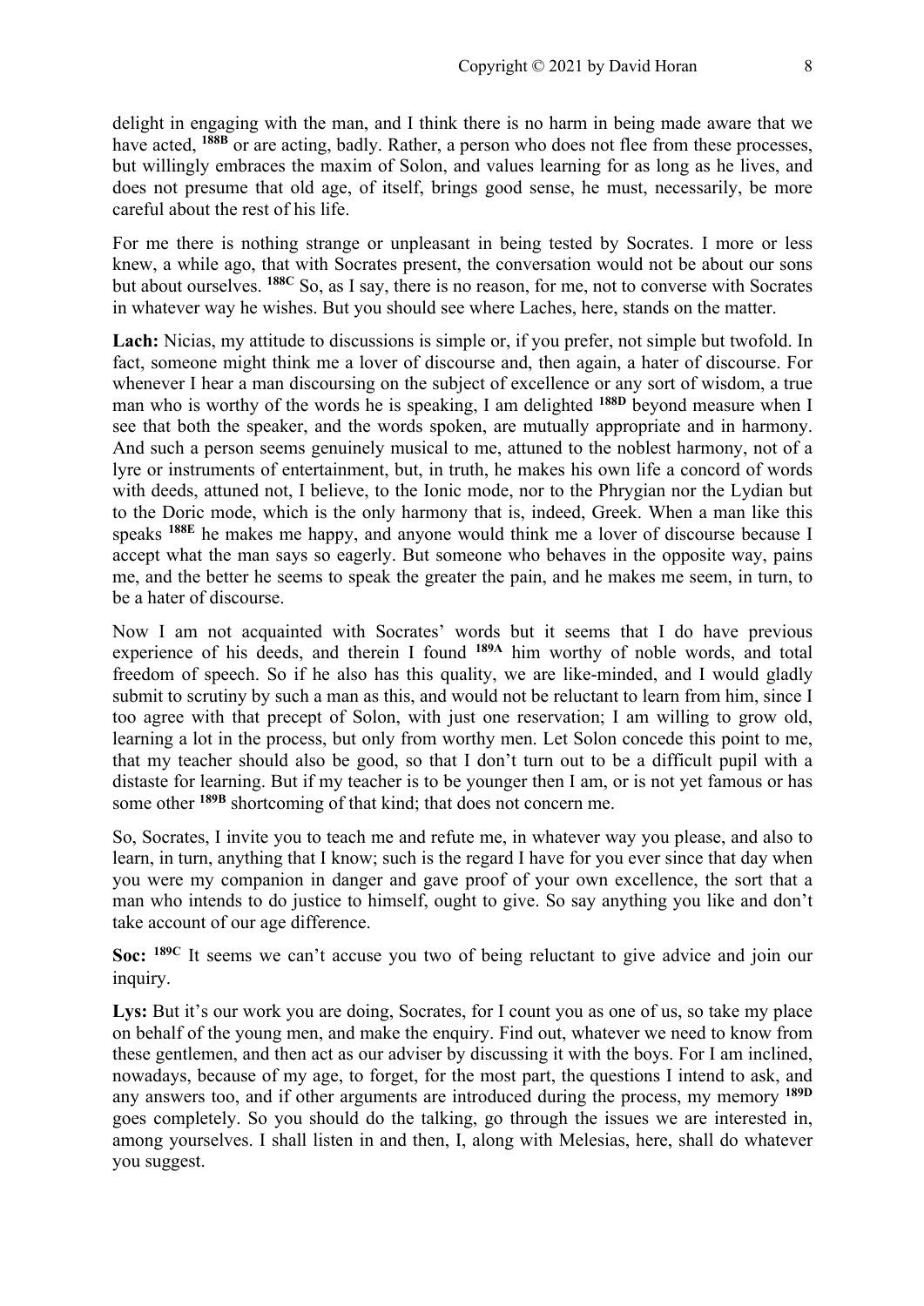delight in engaging with the man, and I think there is no harm in being made aware that we have acted, **188B** or are acting, badly. Rather, a person who does not flee from these processes, but willingly embraces the maxim of Solon, and values learning for as long as he lives, and does not presume that old age, of itself, brings good sense, he must, necessarily, be more careful about the rest of his life.

For me there is nothing strange or unpleasant in being tested by Socrates. I more or less knew, a while ago, that with Socrates present, the conversation would not be about our sons but about ourselves. **188C** So, as I say, there is no reason, for me, not to converse with Socrates in whatever way he wishes. But you should see where Laches, here, stands on the matter.

**Lach:** Nicias, my attitude to discussions is simple or, if you prefer, not simple but twofold. In fact, someone might think me a lover of discourse and, then again, a hater of discourse. For whenever I hear a man discoursing on the subject of excellence or any sort of wisdom, a true man who is worthy of the words he is speaking, I am delighted **188D** beyond measure when I see that both the speaker, and the words spoken, are mutually appropriate and in harmony. And such a person seems genuinely musical to me, attuned to the noblest harmony, not of a lyre or instruments of entertainment, but, in truth, he makes his own life a concord of words with deeds, attuned not, I believe, to the Ionic mode, nor to the Phrygian nor the Lydian but to the Doric mode, which is the only harmony that is, indeed, Greek. When a man like this speaks **188E** he makes me happy, and anyone would think me a lover of discourse because I accept what the man says so eagerly. But someone who behaves in the opposite way, pains me, and the better he seems to speak the greater the pain, and he makes me seem, in turn, to be a hater of discourse.

Now I am not acquainted with Socrates' words but it seems that I do have previous experience of his deeds, and therein I found **189A** him worthy of noble words, and total freedom of speech. So if he also has this quality, we are like-minded, and I would gladly submit to scrutiny by such a man as this, and would not be reluctant to learn from him, since I too agree with that precept of Solon, with just one reservation; I am willing to grow old, learning a lot in the process, but only from worthy men. Let Solon concede this point to me, that my teacher should also be good, so that I don't turn out to be a difficult pupil with a distaste for learning. But if my teacher is to be younger then I am, or is not yet famous or has some other **189B** shortcoming of that kind; that does not concern me.

So, Socrates, I invite you to teach me and refute me, in whatever way you please, and also to learn, in turn, anything that I know; such is the regard I have for you ever since that day when you were my companion in danger and gave proof of your own excellence, the sort that a man who intends to do justice to himself, ought to give. So say anything you like and don't take account of our age difference.

**Soc:** **189C** It seems we can't accuse you two of being reluctant to give advice and join our inquiry.

**Lys:** But it's our work you are doing, Socrates, for I count you as one of us, so take my place on behalf of the young men, and make the enquiry. Find out, whatever we need to know from these gentlemen, and then act as our adviser by discussing it with the boys. For I am inclined, nowadays, because of my age, to forget, for the most part, the questions I intend to ask, and any answers too, and if other arguments are introduced during the process, my memory **189D** goes completely. So you should do the talking, go through the issues we are interested in, among yourselves. I shall listen in and then, I, along with Melesias, here, shall do whatever you suggest.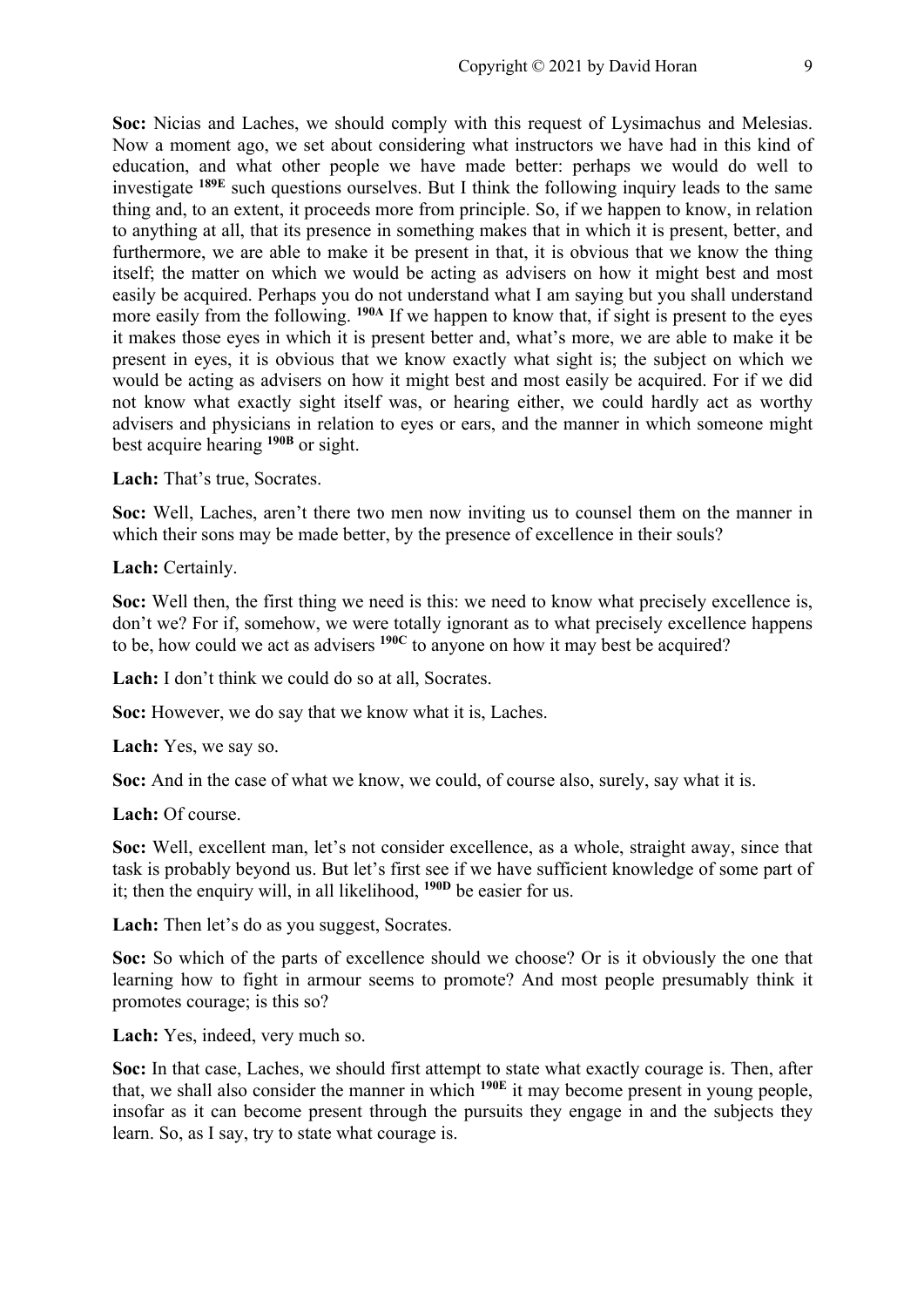**Soc:** Nicias and Laches, we should comply with this request of Lysimachus and Melesias. Now a moment ago, we set about considering what instructors we have had in this kind of education, and what other people we have made better: perhaps we would do well to investigate **189E** such questions ourselves. But I think the following inquiry leads to the same thing and, to an extent, it proceeds more from principle. So, if we happen to know, in relation to anything at all, that its presence in something makes that in which it is present, better, and furthermore, we are able to make it be present in that, it is obvious that we know the thing itself; the matter on which we would be acting as advisers on how it might best and most easily be acquired. Perhaps you do not understand what I am saying but you shall understand more easily from the following. **190A** If we happen to know that, if sight is present to the eyes it makes those eyes in which it is present better and, what's more, we are able to make it be present in eyes, it is obvious that we know exactly what sight is; the subject on which we would be acting as advisers on how it might best and most easily be acquired. For if we did not know what exactly sight itself was, or hearing either, we could hardly act as worthy advisers and physicians in relation to eyes or ears, and the manner in which someone might best acquire hearing **190B** or sight.

**Lach:** That's true, Socrates.

**Soc:** Well, Laches, aren't there two men now inviting us to counsel them on the manner in which their sons may be made better, by the presence of excellence in their souls?

**Lach:** Certainly.

**Soc:** Well then, the first thing we need is this: we need to know what precisely excellence is, don't we? For if, somehow, we were totally ignorant as to what precisely excellence happens to be, how could we act as advisers **190C** to anyone on how it may best be acquired?

**Lach:** I don't think we could do so at all, Socrates.

**Soc:** However, we do say that we know what it is, Laches.

**Lach:** Yes, we say so.

**Soc:** And in the case of what we know, we could, of course also, surely, say what it is.

**Lach:** Of course.

**Soc:** Well, excellent man, let's not consider excellence, as a whole, straight away, since that task is probably beyond us. But let's first see if we have sufficient knowledge of some part of it; then the enquiry will, in all likelihood, **190D** be easier for us.

**Lach:** Then let's do as you suggest, Socrates.

**Soc:** So which of the parts of excellence should we choose? Or is it obviously the one that learning how to fight in armour seems to promote? And most people presumably think it promotes courage; is this so?

**Lach:** Yes, indeed, very much so.

**Soc:** In that case, Laches, we should first attempt to state what exactly courage is. Then, after that, we shall also consider the manner in which **190E** it may become present in young people, insofar as it can become present through the pursuits they engage in and the subjects they learn. So, as I say, try to state what courage is.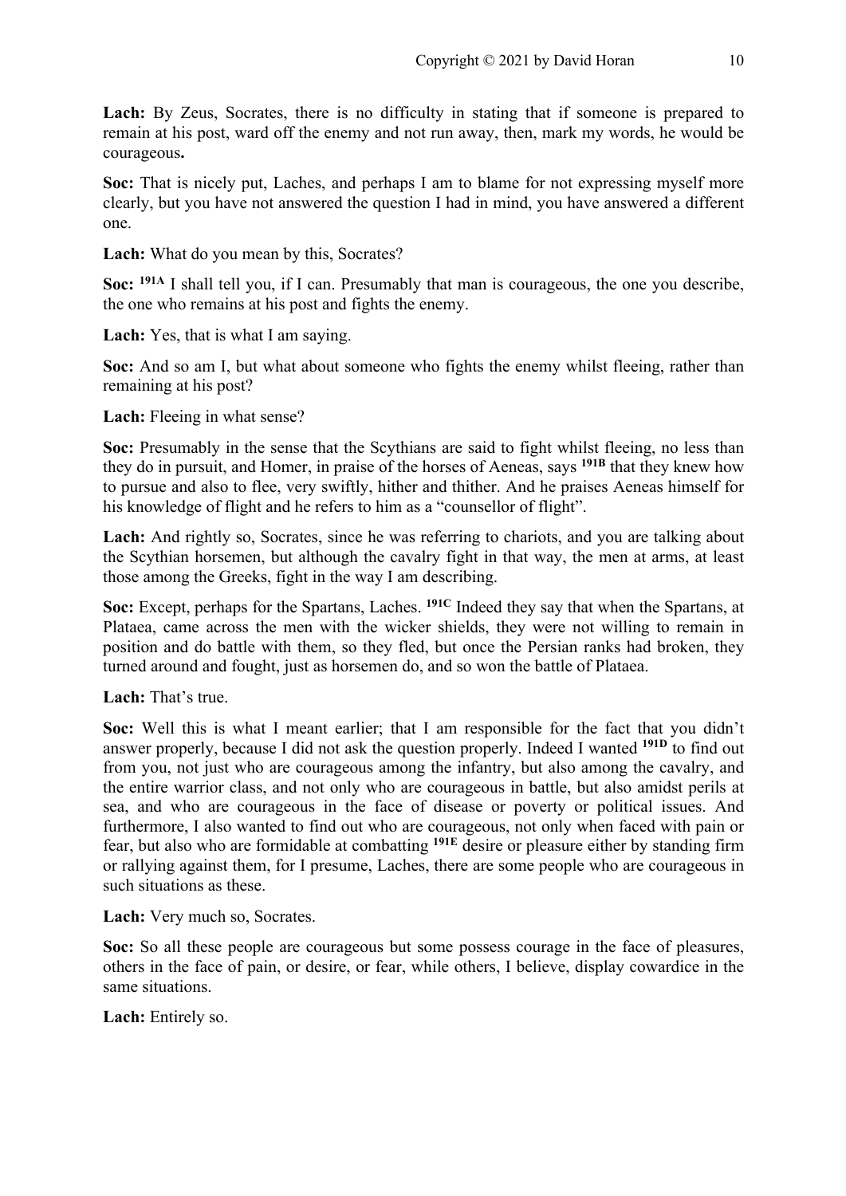**Lach:** By Zeus, Socrates, there is no difficulty in stating that if someone is prepared to remain at his post, ward off the enemy and not run away, then, mark my words, he would be courageous**.**

**Soc:** That is nicely put, Laches, and perhaps I am to blame for not expressing myself more clearly, but you have not answered the question I had in mind, you have answered a different one.

**Lach:** What do you mean by this, Socrates?

**Soc:** **191A** I shall tell you, if I can. Presumably that man is courageous, the one you describe, the one who remains at his post and fights the enemy.

**Lach:** Yes, that is what I am saying.

**Soc:** And so am I, but what about someone who fights the enemy whilst fleeing, rather than remaining at his post?

**Lach:** Fleeing in what sense?

**Soc:** Presumably in the sense that the Scythians are said to fight whilst fleeing, no less than they do in pursuit, and Homer, in praise of the horses of Aeneas, says **191B** that they knew how to pursue and also to flee, very swiftly, hither and thither. And he praises Aeneas himself for his knowledge of flight and he refers to him as a "counsellor of flight".

**Lach:** And rightly so, Socrates, since he was referring to chariots, and you are talking about the Scythian horsemen, but although the cavalry fight in that way, the men at arms, at least those among the Greeks, fight in the way I am describing.

**Soc:** Except, perhaps for the Spartans, Laches. **191C** Indeed they say that when the Spartans, at Plataea, came across the men with the wicker shields, they were not willing to remain in position and do battle with them, so they fled, but once the Persian ranks had broken, they turned around and fought, just as horsemen do, and so won the battle of Plataea.

**Lach:** That's true.

**Soc:** Well this is what I meant earlier; that I am responsible for the fact that you didn't answer properly, because I did not ask the question properly. Indeed I wanted **191D** to find out from you, not just who are courageous among the infantry, but also among the cavalry, and the entire warrior class, and not only who are courageous in battle, but also amidst perils at sea, and who are courageous in the face of disease or poverty or political issues. And furthermore, I also wanted to find out who are courageous, not only when faced with pain or fear, but also who are formidable at combatting **191E** desire or pleasure either by standing firm or rallying against them, for I presume, Laches, there are some people who are courageous in such situations as these.

**Lach:** Very much so, Socrates.

**Soc:** So all these people are courageous but some possess courage in the face of pleasures, others in the face of pain, or desire, or fear, while others, I believe, display cowardice in the same situations.

**Lach:** Entirely so.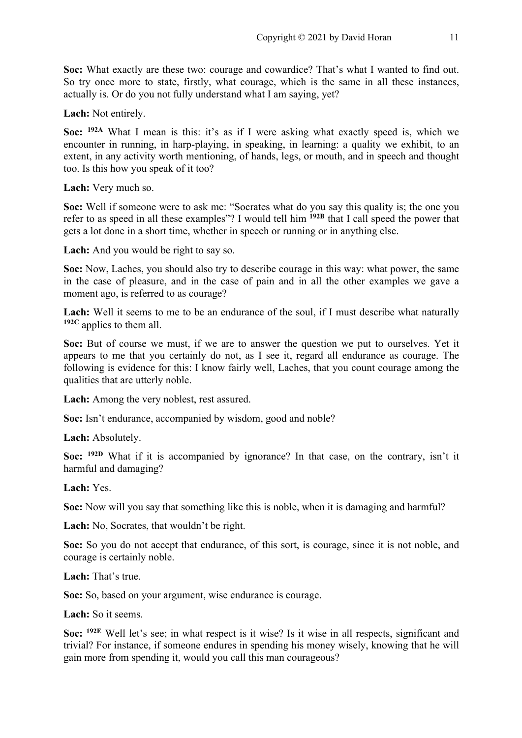**Soc:** What exactly are these two: courage and cowardice? That's what I wanted to find out. So try once more to state, firstly, what courage, which is the same in all these instances, actually is. Or do you not fully understand what I am saying, yet?

**Lach:** Not entirely.

**Soc:** [192A] What I mean is this: it's as if I were asking what exactly speed is, which we encounter in running, in harp-playing, in speaking, in learning: a quality we exhibit, to an extent, in any activity worth mentioning, of hands, legs, or mouth, and in speech and thought too. Is this how you speak of it too?

**Lach:** Very much so.

**Soc:** Well if someone were to ask me: "Socrates what do you say this quality is; the one you refer to as speed in all these examples"? I would tell him [192B] that I call speed the power that gets a lot done in a short time, whether in speech or running or in anything else.

**Lach:** And you would be right to say so.

**Soc:** Now, Laches, you should also try to describe courage in this way: what power, the same in the case of pleasure, and in the case of pain and in all the other examples we gave a moment ago, is referred to as courage?

**Lach:** Well it seems to me to be an endurance of the soul, if I must describe what naturally [192C] applies to them all.

**Soc:** But of course we must, if we are to answer the question we put to ourselves. Yet it appears to me that you certainly do not, as I see it, regard all endurance as courage. The following is evidence for this: I know fairly well, Laches, that you count courage among the qualities that are utterly noble.

**Lach:** Among the very noblest, rest assured.

**Soc:** Isn't endurance, accompanied by wisdom, good and noble?

**Lach:** Absolutely.

**Soc:** [192D] What if it is accompanied by ignorance? In that case, on the contrary, isn't it harmful and damaging?

**Lach:** Yes.

**Soc:** Now will you say that something like this is noble, when it is damaging and harmful?

**Lach:** No, Socrates, that wouldn't be right.

**Soc:** So you do not accept that endurance, of this sort, is courage, since it is not noble, and courage is certainly noble.

**Lach:** That's true.

**Soc:** So, based on your argument, wise endurance is courage.

**Lach:** So it seems.

**Soc:** [192E] Well let's see; in what respect is it wise? Is it wise in all respects, significant and trivial? For instance, if someone endures in spending his money wisely, knowing that he will gain more from spending it, would you call this man courageous?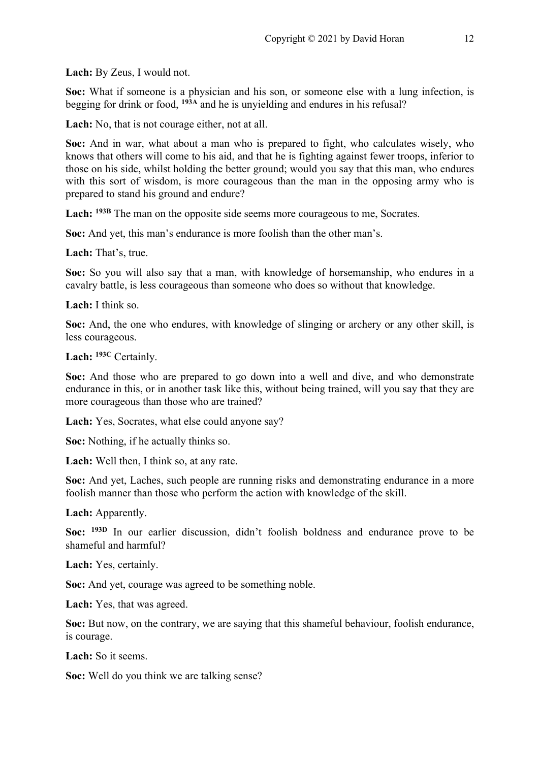**Lach:** By Zeus, I would not.

**Soc:** What if someone is a physician and his son, or someone else with a lung infection, is begging for drink or food, **193A** and he is unyielding and endures in his refusal?

**Lach:** No, that is not courage either, not at all.

**Soc:** And in war, what about a man who is prepared to fight, who calculates wisely, who knows that others will come to his aid, and that he is fighting against fewer troops, inferior to those on his side, whilst holding the better ground; would you say that this man, who endures with this sort of wisdom, is more courageous than the man in the opposing army who is prepared to stand his ground and endure?

**Lach:** **193B** The man on the opposite side seems more courageous to me, Socrates.

**Soc:** And yet, this man's endurance is more foolish than the other man's.

**Lach:** That's, true.

**Soc:** So you will also say that a man, with knowledge of horsemanship, who endures in a cavalry battle, is less courageous than someone who does so without that knowledge.

**Lach:** I think so.

**Soc:** And, the one who endures, with knowledge of slinging or archery or any other skill, is less courageous.

**Lach:** **193C** Certainly.

**Soc:** And those who are prepared to go down into a well and dive, and who demonstrate endurance in this, or in another task like this, without being trained, will you say that they are more courageous than those who are trained?

**Lach:** Yes, Socrates, what else could anyone say?

**Soc:** Nothing, if he actually thinks so.

**Lach:** Well then, I think so, at any rate.

**Soc:** And yet, Laches, such people are running risks and demonstrating endurance in a more foolish manner than those who perform the action with knowledge of the skill.

**Lach:** Apparently.

**Soc:** **193D** In our earlier discussion, didn't foolish boldness and endurance prove to be shameful and harmful?

**Lach:** Yes, certainly.

**Soc:** And yet, courage was agreed to be something noble.

**Lach:** Yes, that was agreed.

**Soc:** But now, on the contrary, we are saying that this shameful behaviour, foolish endurance, is courage.

**Lach:** So it seems.

**Soc:** Well do you think we are talking sense?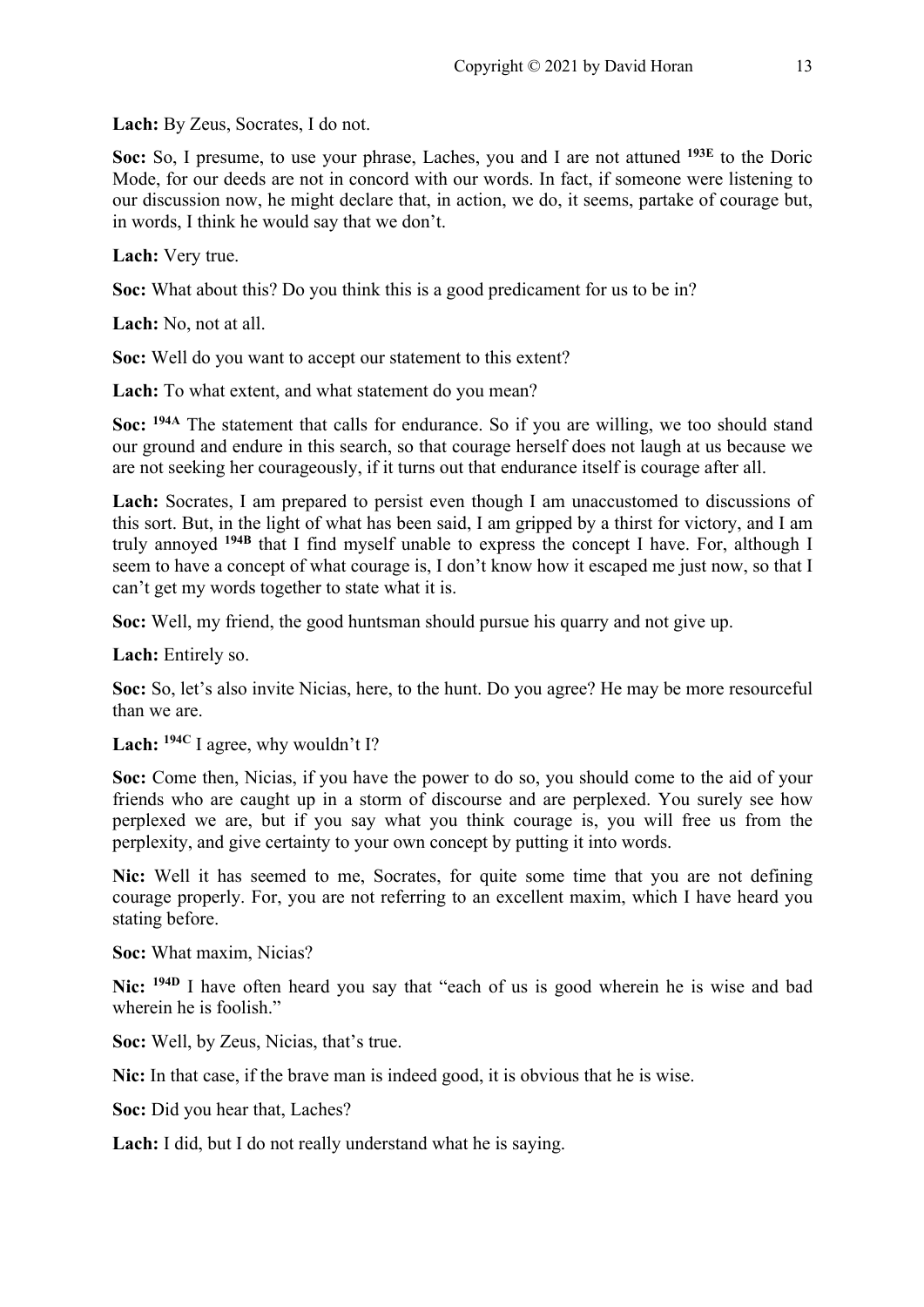**Lach:** By Zeus, Socrates, I do not.

**Soc:** So, I presume, to use your phrase, Laches, you and I are not attuned **193E** to the Doric Mode, for our deeds are not in concord with our words. In fact, if someone were listening to our discussion now, he might declare that, in action, we do, it seems, partake of courage but, in words, I think he would say that we don't.

**Lach:** Very true.

**Soc:** What about this? Do you think this is a good predicament for us to be in?

**Lach:** No, not at all.

**Soc:** Well do you want to accept our statement to this extent?

**Lach:** To what extent, and what statement do you mean?

**Soc:** **194A** The statement that calls for endurance. So if you are willing, we too should stand our ground and endure in this search, so that courage herself does not laugh at us because we are not seeking her courageously, if it turns out that endurance itself is courage after all.

**Lach:** Socrates, I am prepared to persist even though I am unaccustomed to discussions of this sort. But, in the light of what has been said, I am gripped by a thirst for victory, and I am truly annoyed **194B** that I find myself unable to express the concept I have. For, although I seem to have a concept of what courage is, I don't know how it escaped me just now, so that I can't get my words together to state what it is.

**Soc:** Well, my friend, the good huntsman should pursue his quarry and not give up.

**Lach:** Entirely so.

**Soc:** So, let's also invite Nicias, here, to the hunt. Do you agree? He may be more resourceful than we are.

**Lach:** **194C** I agree, why wouldn't I?

**Soc:** Come then, Nicias, if you have the power to do so, you should come to the aid of your friends who are caught up in a storm of discourse and are perplexed. You surely see how perplexed we are, but if you say what you think courage is, you will free us from the perplexity, and give certainty to your own concept by putting it into words.

**Nic:** Well it has seemed to me, Socrates, for quite some time that you are not defining courage properly. For, you are not referring to an excellent maxim, which I have heard you stating before.

**Soc:** What maxim, Nicias?

**Nic:** **194D** I have often heard you say that "each of us is good wherein he is wise and bad wherein he is foolish."

**Soc:** Well, by Zeus, Nicias, that's true.

**Nic:** In that case, if the brave man is indeed good, it is obvious that he is wise.

**Soc:** Did you hear that, Laches?

**Lach:** I did, but I do not really understand what he is saying.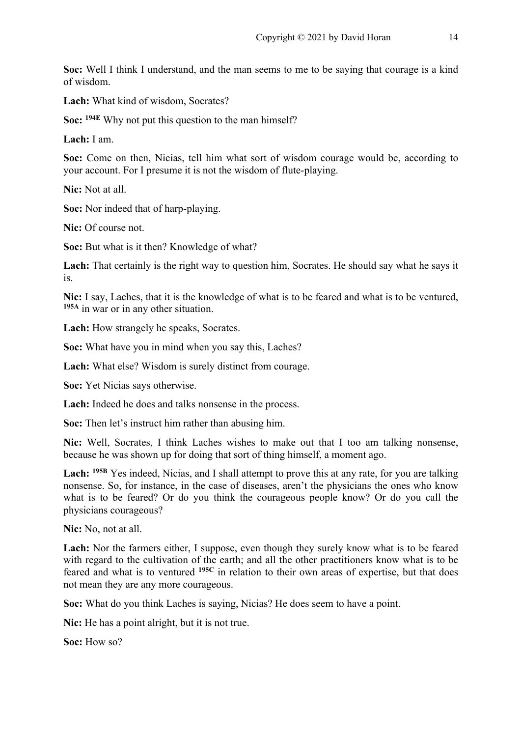**Soc:** Well I think I understand, and the man seems to me to be saying that courage is a kind of wisdom.

**Lach:** What kind of wisdom, Socrates?

**Soc:** **194E** Why not put this question to the man himself?

**Lach:** I am.

**Soc:** Come on then, Nicias, tell him what sort of wisdom courage would be, according to your account. For I presume it is not the wisdom of flute-playing.

**Nic:** Not at all.

**Soc:** Nor indeed that of harp-playing.

**Nic:** Of course not.

**Soc:** But what is it then? Knowledge of what?

**Lach:** That certainly is the right way to question him, Socrates. He should say what he says it is.

**Nic:** I say, Laches, that it is the knowledge of what is to be feared and what is to be ventured, **195A** in war or in any other situation.

**Lach:** How strangely he speaks, Socrates.

**Soc:** What have you in mind when you say this, Laches?

**Lach:** What else? Wisdom is surely distinct from courage.

**Soc:** Yet Nicias says otherwise.

**Lach:** Indeed he does and talks nonsense in the process.

**Soc:** Then let's instruct him rather than abusing him.

**Nic:** Well, Socrates, I think Laches wishes to make out that I too am talking nonsense, because he was shown up for doing that sort of thing himself, a moment ago.

**Lach:** **195B** Yes indeed, Nicias, and I shall attempt to prove this at any rate, for you are talking nonsense. So, for instance, in the case of diseases, aren't the physicians the ones who know what is to be feared? Or do you think the courageous people know? Or do you call the physicians courageous?

**Nic:** No, not at all.

**Lach:** Nor the farmers either, I suppose, even though they surely know what is to be feared with regard to the cultivation of the earth; and all the other practitioners know what is to be feared and what is to ventured **195C** in relation to their own areas of expertise, but that does not mean they are any more courageous.

**Soc:** What do you think Laches is saying, Nicias? He does seem to have a point.

**Nic:** He has a point alright, but it is not true.

**Soc:** How so?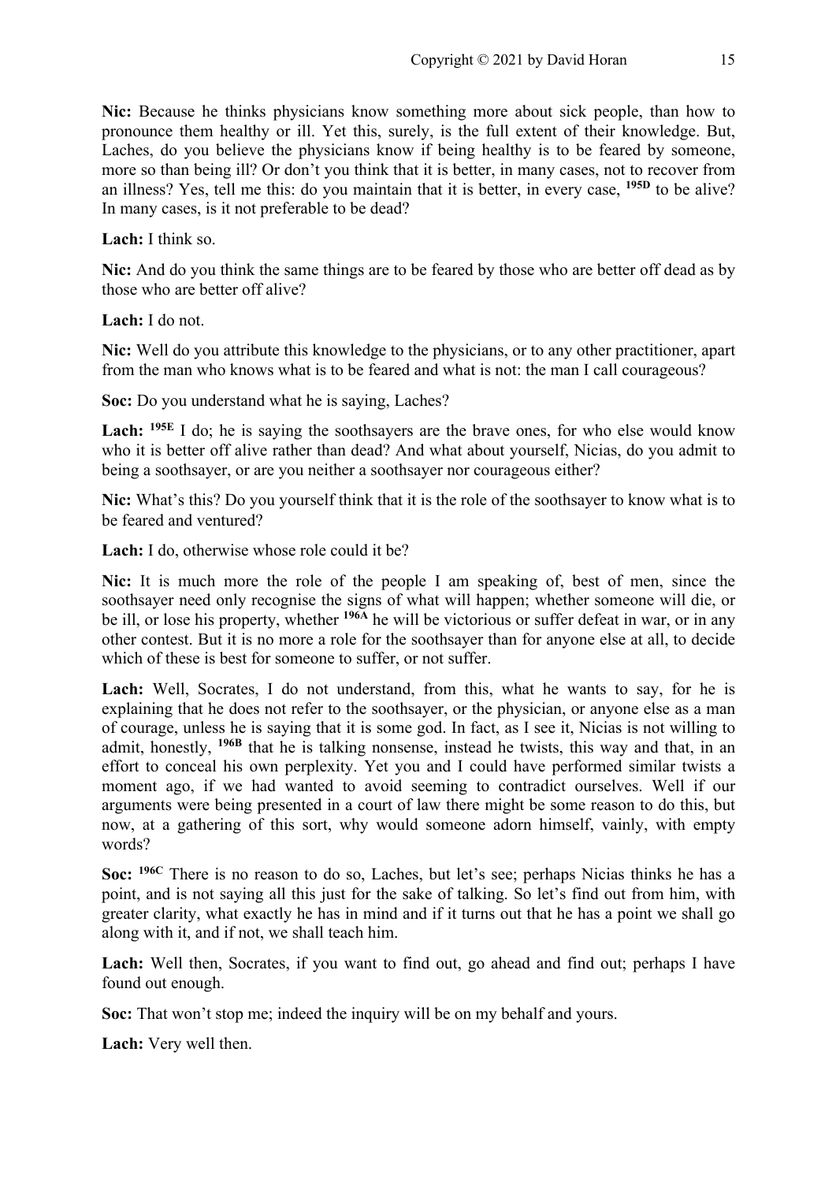**Nic:** Because he thinks physicians know something more about sick people, than how to pronounce them healthy or ill. Yet this, surely, is the full extent of their knowledge. But, Laches, do you believe the physicians know if being healthy is to be feared by someone, more so than being ill? Or don't you think that it is better, in many cases, not to recover from an illness? Yes, tell me this: do you maintain that it is better, in every case, **195D** to be alive? In many cases, is it not preferable to be dead?

**Lach:** I think so.

**Nic:** And do you think the same things are to be feared by those who are better off dead as by those who are better off alive?

**Lach:** I do not.

**Nic:** Well do you attribute this knowledge to the physicians, or to any other practitioner, apart from the man who knows what is to be feared and what is not: the man I call courageous?

**Soc:** Do you understand what he is saying, Laches?

**Lach:** **195E** I do; he is saying the soothsayers are the brave ones, for who else would know who it is better off alive rather than dead? And what about yourself, Nicias, do you admit to being a soothsayer, or are you neither a soothsayer nor courageous either?

**Nic:** What's this? Do you yourself think that it is the role of the soothsayer to know what is to be feared and ventured?

**Lach:** I do, otherwise whose role could it be?

**Nic:** It is much more the role of the people I am speaking of, best of men, since the soothsayer need only recognise the signs of what will happen; whether someone will die, or be ill, or lose his property, whether **196A** he will be victorious or suffer defeat in war, or in any other contest. But it is no more a role for the soothsayer than for anyone else at all, to decide which of these is best for someone to suffer, or not suffer.

**Lach:** Well, Socrates, I do not understand, from this, what he wants to say, for he is explaining that he does not refer to the soothsayer, or the physician, or anyone else as a man of courage, unless he is saying that it is some god. In fact, as I see it, Nicias is not willing to admit, honestly, **196B** that he is talking nonsense, instead he twists, this way and that, in an effort to conceal his own perplexity. Yet you and I could have performed similar twists a moment ago, if we had wanted to avoid seeming to contradict ourselves. Well if our arguments were being presented in a court of law there might be some reason to do this, but now, at a gathering of this sort, why would someone adorn himself, vainly, with empty words?

**Soc:** **196C** There is no reason to do so, Laches, but let's see; perhaps Nicias thinks he has a point, and is not saying all this just for the sake of talking. So let's find out from him, with greater clarity, what exactly he has in mind and if it turns out that he has a point we shall go along with it, and if not, we shall teach him.

**Lach:** Well then, Socrates, if you want to find out, go ahead and find out; perhaps I have found out enough.

**Soc:** That won't stop me; indeed the inquiry will be on my behalf and yours.

**Lach:** Very well then.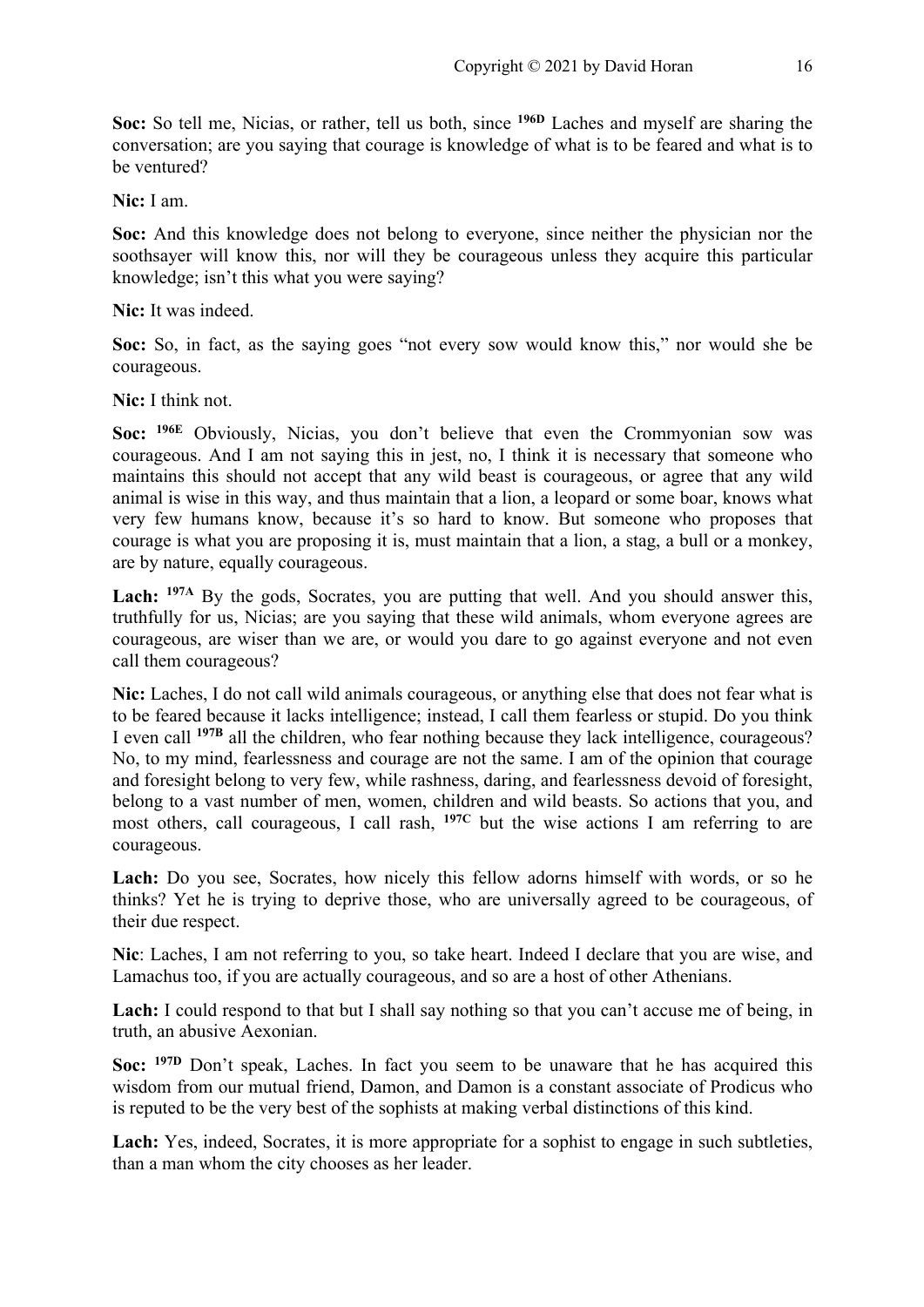**Soc:** So tell me, Nicias, or rather, tell us both, since **196D** Laches and myself are sharing the conversation; are you saying that courage is knowledge of what is to be feared and what is to be ventured?

**Nic:** I am.

**Soc:** And this knowledge does not belong to everyone, since neither the physician nor the soothsayer will know this, nor will they be courageous unless they acquire this particular knowledge; isn't this what you were saying?

**Nic:** It was indeed.

**Soc:** So, in fact, as the saying goes "not every sow would know this," nor would she be courageous.

**Nic:** I think not.

**Soc:** **196E** Obviously, Nicias, you don't believe that even the Crommyonian sow was courageous. And I am not saying this in jest, no, I think it is necessary that someone who maintains this should not accept that any wild beast is courageous, or agree that any wild animal is wise in this way, and thus maintain that a lion, a leopard or some boar, knows what very few humans know, because it's so hard to know. But someone who proposes that courage is what you are proposing it is, must maintain that a lion, a stag, a bull or a monkey, are by nature, equally courageous.

**Lach:** **197A** By the gods, Socrates, you are putting that well. And you should answer this, truthfully for us, Nicias; are you saying that these wild animals, whom everyone agrees are courageous, are wiser than we are, or would you dare to go against everyone and not even call them courageous?

**Nic:** Laches, I do not call wild animals courageous, or anything else that does not fear what is to be feared because it lacks intelligence; instead, I call them fearless or stupid. Do you think I even call **197B** all the children, who fear nothing because they lack intelligence, courageous? No, to my mind, fearlessness and courage are not the same. I am of the opinion that courage and foresight belong to very few, while rashness, daring, and fearlessness devoid of foresight, belong to a vast number of men, women, children and wild beasts. So actions that you, and most others, call courageous, I call rash, **197C** but the wise actions I am referring to are courageous.

**Lach:** Do you see, Socrates, how nicely this fellow adorns himself with words, or so he thinks? Yet he is trying to deprive those, who are universally agreed to be courageous, of their due respect.

**Nic**: Laches, I am not referring to you, so take heart. Indeed I declare that you are wise, and Lamachus too, if you are actually courageous, and so are a host of other Athenians.

**Lach:** I could respond to that but I shall say nothing so that you can't accuse me of being, in truth, an abusive Aexonian.

**Soc:** **197D** Don't speak, Laches. In fact you seem to be unaware that he has acquired this wisdom from our mutual friend, Damon, and Damon is a constant associate of Prodicus who is reputed to be the very best of the sophists at making verbal distinctions of this kind.

**Lach:** Yes, indeed, Socrates, it is more appropriate for a sophist to engage in such subtleties, than a man whom the city chooses as her leader.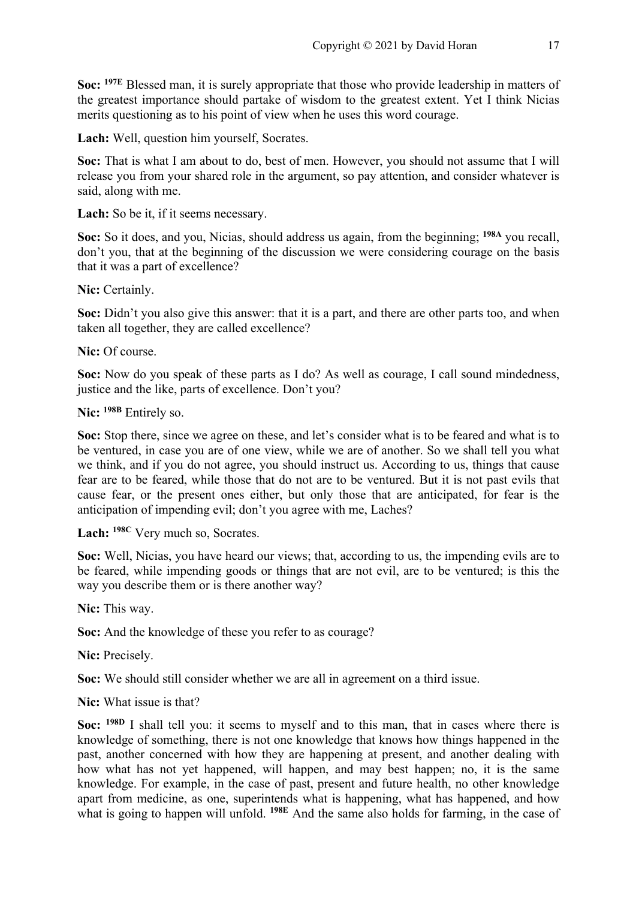**Soc:** [197E] Blessed man, it is surely appropriate that those who provide leadership in matters of the greatest importance should partake of wisdom to the greatest extent. Yet I think Nicias merits questioning as to his point of view when he uses this word courage.

**Lach:** Well, question him yourself, Socrates.

**Soc:** That is what I am about to do, best of men. However, you should not assume that I will release you from your shared role in the argument, so pay attention, and consider whatever is said, along with me.

**Lach:** So be it, if it seems necessary.

**Soc:** So it does, and you, Nicias, should address us again, from the beginning; [198A] you recall, don't you, that at the beginning of the discussion we were considering courage on the basis that it was a part of excellence?

**Nic:** Certainly.

**Soc:** Didn't you also give this answer: that it is a part, and there are other parts too, and when taken all together, they are called excellence?

**Nic:** Of course.

**Soc:** Now do you speak of these parts as I do? As well as courage, I call sound mindedness, justice and the like, parts of excellence. Don't you?

**Nic:** [198B] Entirely so.

**Soc:** Stop there, since we agree on these, and let's consider what is to be feared and what is to be ventured, in case you are of one view, while we are of another. So we shall tell you what we think, and if you do not agree, you should instruct us. According to us, things that cause fear are to be feared, while those that do not are to be ventured. But it is not past evils that cause fear, or the present ones either, but only those that are anticipated, for fear is the anticipation of impending evil; don't you agree with me, Laches?

**Lach:** [198C] Very much so, Socrates.

**Soc:** Well, Nicias, you have heard our views; that, according to us, the impending evils are to be feared, while impending goods or things that are not evil, are to be ventured; is this the way you describe them or is there another way?

**Nic:** This way.

**Soc:** And the knowledge of these you refer to as courage?

**Nic:** Precisely.

**Soc:** We should still consider whether we are all in agreement on a third issue.

**Nic:** What issue is that?

**Soc:** [198D] I shall tell you: it seems to myself and to this man, that in cases where there is knowledge of something, there is not one knowledge that knows how things happened in the past, another concerned with how they are happening at present, and another dealing with how what has not yet happened, will happen, and may best happen; no, it is the same knowledge. For example, in the case of past, present and future health, no other knowledge apart from medicine, as one, superintends what is happening, what has happened, and how what is going to happen will unfold. [198E] And the same also holds for farming, in the case of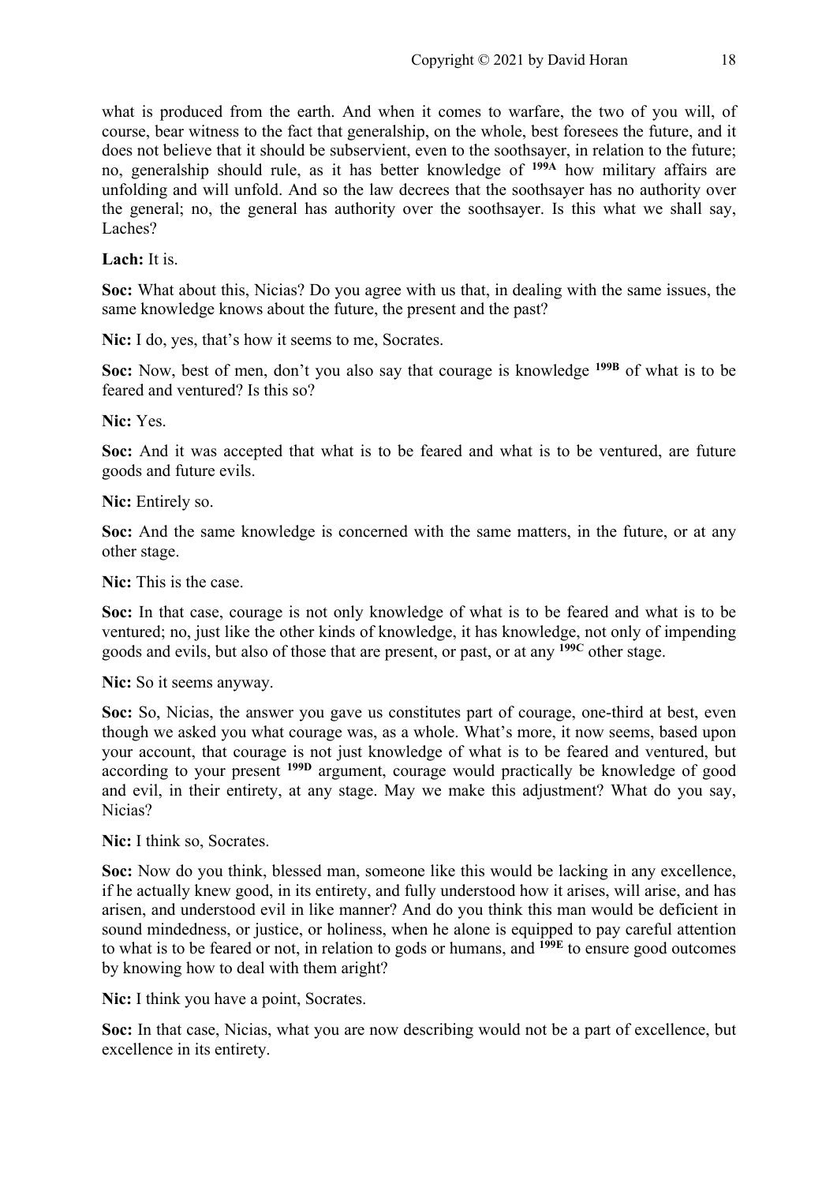what is produced from the earth. And when it comes to warfare, the two of you will, of course, bear witness to the fact that generalship, on the whole, best foresees the future, and it does not believe that it should be subservient, even to the soothsayer, in relation to the future; no, generalship should rule, as it has better knowledge of [199A] how military affairs are unfolding and will unfold. And so the law decrees that the soothsayer has no authority over the general; no, the general has authority over the soothsayer. Is this what we shall say, Laches?

**Lach:** It is.

**Soc:** What about this, Nicias? Do you agree with us that, in dealing with the same issues, the same knowledge knows about the future, the present and the past?

**Nic:** I do, yes, that's how it seems to me, Socrates.

**Soc:** Now, best of men, don't you also say that courage is knowledge [199B] of what is to be feared and ventured? Is this so?

**Nic:** Yes.

**Soc:** And it was accepted that what is to be feared and what is to be ventured, are future goods and future evils.

**Nic:** Entirely so.

**Soc:** And the same knowledge is concerned with the same matters, in the future, or at any other stage.

**Nic:** This is the case.

**Soc:** In that case, courage is not only knowledge of what is to be feared and what is to be ventured; no, just like the other kinds of knowledge, it has knowledge, not only of impending goods and evils, but also of those that are present, or past, or at any [199C] other stage.

**Nic:** So it seems anyway.

**Soc:** So, Nicias, the answer you gave us constitutes part of courage, one-third at best, even though we asked you what courage was, as a whole. What's more, it now seems, based upon your account, that courage is not just knowledge of what is to be feared and ventured, but according to your present [199D] argument, courage would practically be knowledge of good and evil, in their entirety, at any stage. May we make this adjustment? What do you say, Nicias?

**Nic:** I think so, Socrates.

**Soc:** Now do you think, blessed man, someone like this would be lacking in any excellence, if he actually knew good, in its entirety, and fully understood how it arises, will arise, and has arisen, and understood evil in like manner? And do you think this man would be deficient in sound mindedness, or justice, or holiness, when he alone is equipped to pay careful attention to what is to be feared or not, in relation to gods or humans, and [199E] to ensure good outcomes by knowing how to deal with them aright?

**Nic:** I think you have a point, Socrates.

**Soc:** In that case, Nicias, what you are now describing would not be a part of excellence, but excellence in its entirety.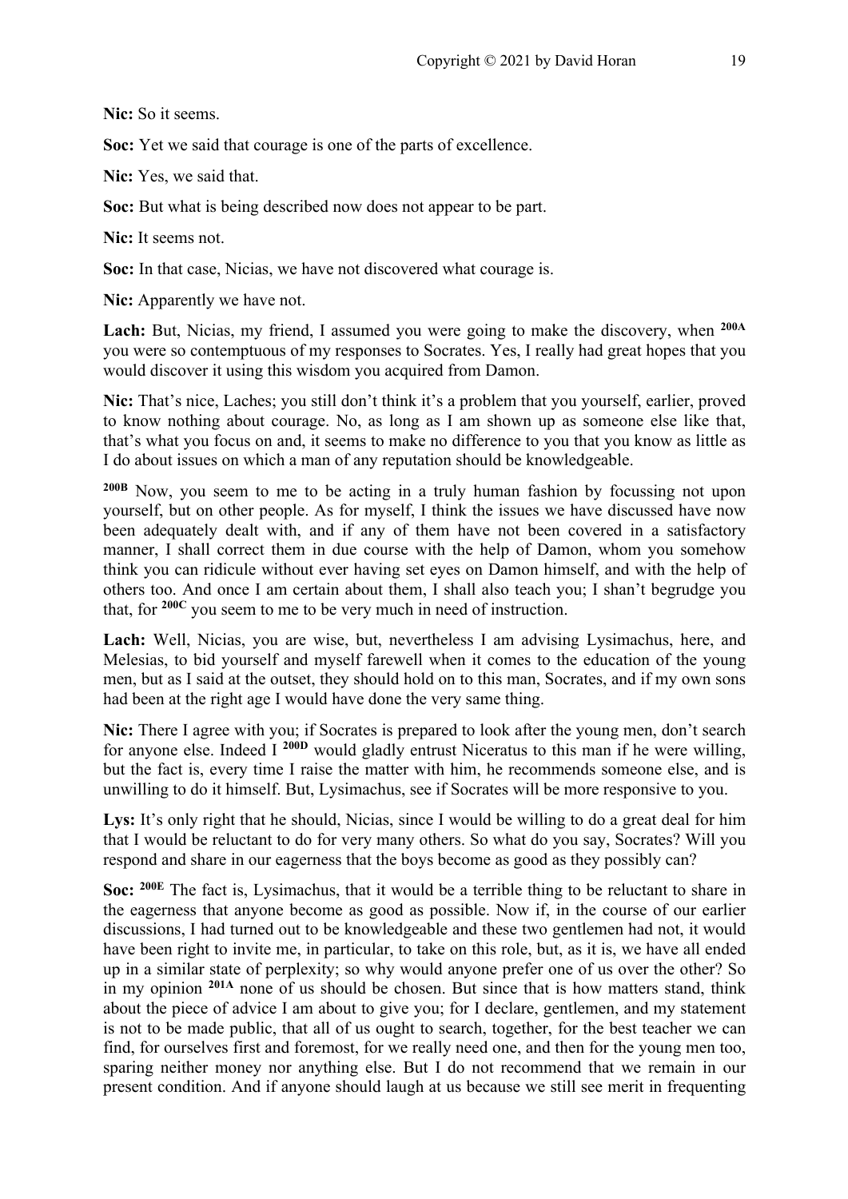**Nic:** So it seems.

**Soc:** Yet we said that courage is one of the parts of excellence.

**Nic:** Yes, we said that.

**Soc:** But what is being described now does not appear to be part.

**Nic:** It seems not.

**Soc:** In that case, Nicias, we have not discovered what courage is.

**Nic:** Apparently we have not.

**Lach:** But, Nicias, my friend, I assumed you were going to make the discovery, when **200A** you were so contemptuous of my responses to Socrates. Yes, I really had great hopes that you would discover it using this wisdom you acquired from Damon.

**Nic:** That's nice, Laches; you still don't think it's a problem that you yourself, earlier, proved to know nothing about courage. No, as long as I am shown up as someone else like that, that's what you focus on and, it seems to make no difference to you that you know as little as I do about issues on which a man of any reputation should be knowledgeable.

**200B** Now, you seem to me to be acting in a truly human fashion by focussing not upon yourself, but on other people. As for myself, I think the issues we have discussed have now been adequately dealt with, and if any of them have not been covered in a satisfactory manner, I shall correct them in due course with the help of Damon, whom you somehow think you can ridicule without ever having set eyes on Damon himself, and with the help of others too. And once I am certain about them, I shall also teach you; I shan't begrudge you that, for **200C** you seem to me to be very much in need of instruction.

**Lach:** Well, Nicias, you are wise, but, nevertheless I am advising Lysimachus, here, and Melesias, to bid yourself and myself farewell when it comes to the education of the young men, but as I said at the outset, they should hold on to this man, Socrates, and if my own sons had been at the right age I would have done the very same thing.

**Nic:** There I agree with you; if Socrates is prepared to look after the young men, don't search for anyone else. Indeed I **200D** would gladly entrust Niceratus to this man if he were willing, but the fact is, every time I raise the matter with him, he recommends someone else, and is unwilling to do it himself. But, Lysimachus, see if Socrates will be more responsive to you.

**Lys:** It's only right that he should, Nicias, since I would be willing to do a great deal for him that I would be reluctant to do for very many others. So what do you say, Socrates? Will you respond and share in our eagerness that the boys become as good as they possibly can?

**Soc:** **200E** The fact is, Lysimachus, that it would be a terrible thing to be reluctant to share in the eagerness that anyone become as good as possible. Now if, in the course of our earlier discussions, I had turned out to be knowledgeable and these two gentlemen had not, it would have been right to invite me, in particular, to take on this role, but, as it is, we have all ended up in a similar state of perplexity; so why would anyone prefer one of us over the other? So in my opinion **201A** none of us should be chosen. But since that is how matters stand, think about the piece of advice I am about to give you; for I declare, gentlemen, and my statement is not to be made public, that all of us ought to search, together, for the best teacher we can find, for ourselves first and foremost, for we really need one, and then for the young men too, sparing neither money nor anything else. But I do not recommend that we remain in our present condition. And if anyone should laugh at us because we still see merit in frequenting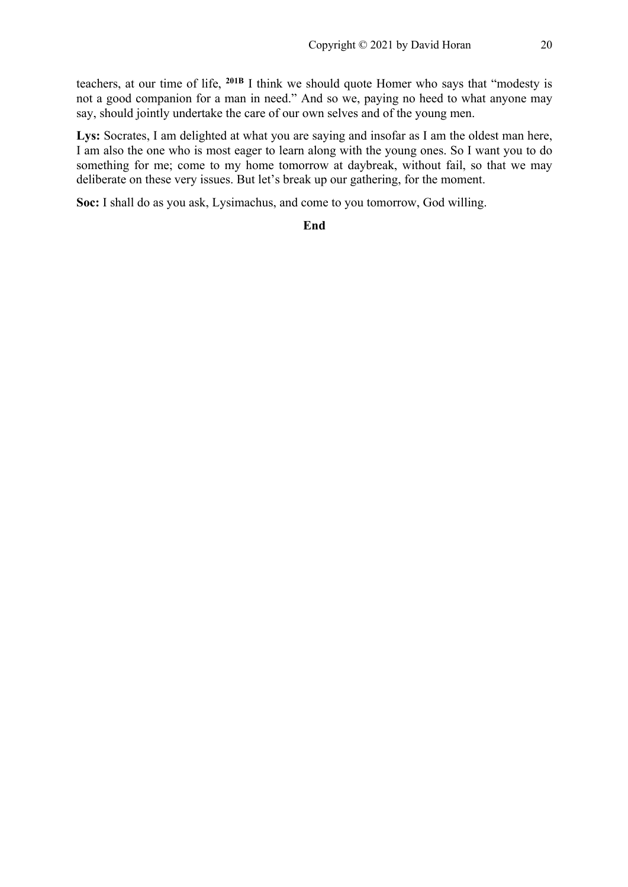teachers, at our time of life, **201B** I think we should quote Homer who says that "modesty is not a good companion for a man in need." And so we, paying no heed to what anyone may say, should jointly undertake the care of our own selves and of the young men.

**Lys:** Socrates, I am delighted at what you are saying and insofar as I am the oldest man here, I am also the one who is most eager to learn along with the young ones. So I want you to do something for me; come to my home tomorrow at daybreak, without fail, so that we may deliberate on these very issues. But let's break up our gathering, for the moment.

**Soc:** I shall do as you ask, Lysimachus, and come to you tomorrow, God willing.

**End**